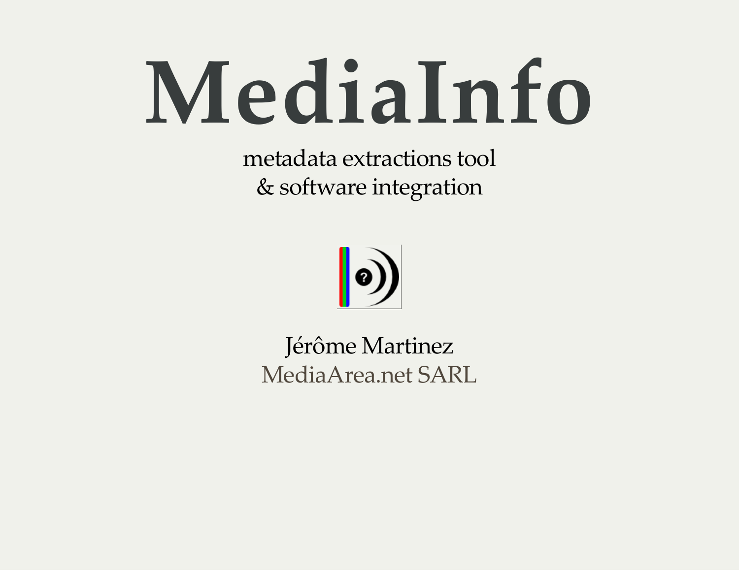# MediaInfo

metadata extractions tool
& software integration

Jérôme Martinez
MediaArea.net SARL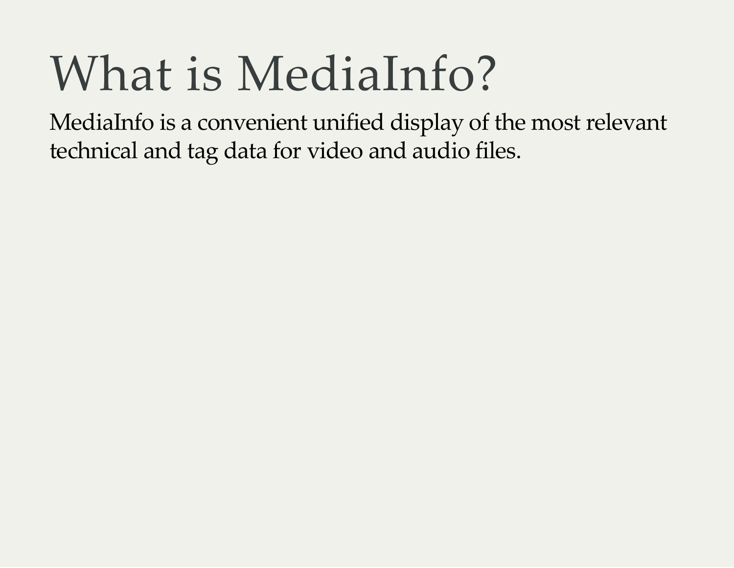# What is MediaInfo?

MediaInfo is a convenient unified display of the most relevant technical and tag data for video and audio files.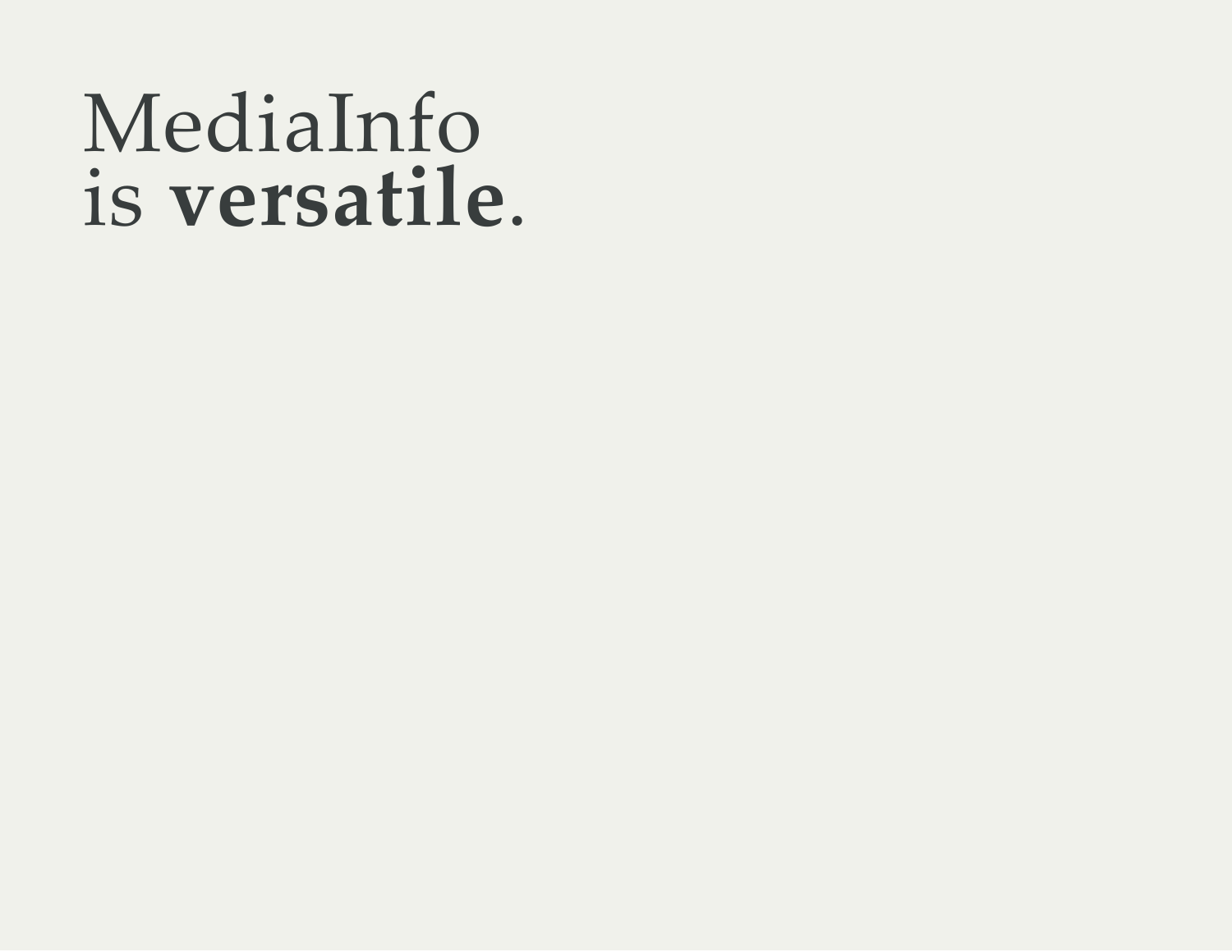# MediaInfo is **versatile**.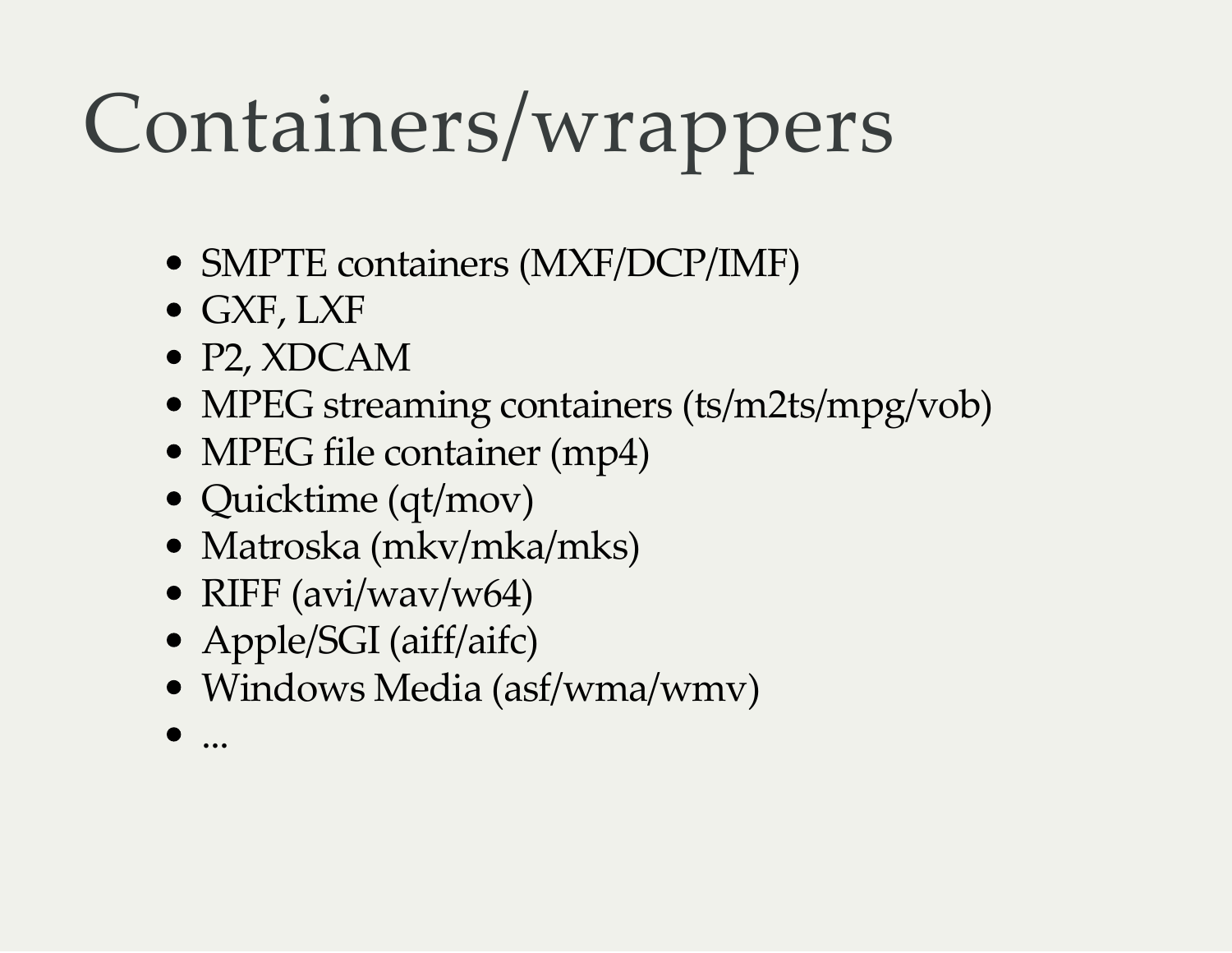# Containers/wrappers

- SMPTE containers (MXF/DCP/IMF)
- GXF, LXF
- P2, XDCAM
- MPEG streaming containers (ts/m2ts/mpg/vob)
- MPEG file container (mp4)
- Quicktime (qt/mov)
- Matroska (mkv/mka/mks)
- RIFF (avi/wav/w64)
- Apple/SGI (aiff/aifc)
- Windows Media (asf/wma/wmv)
- ...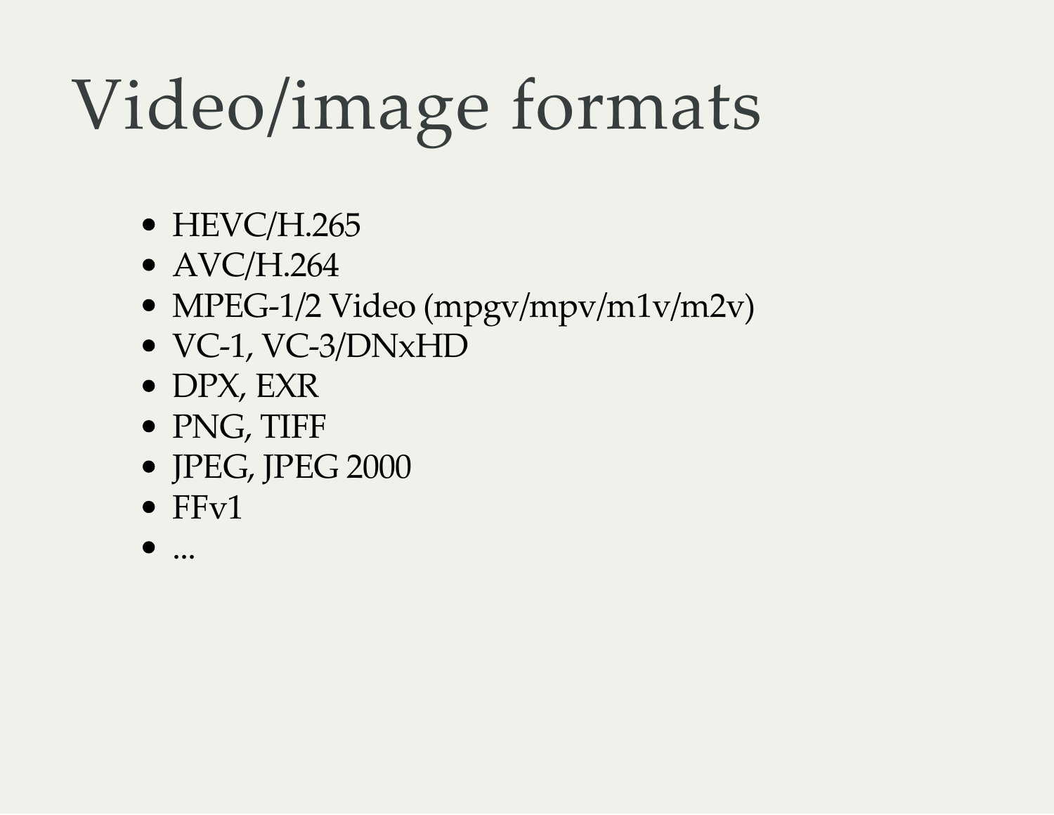# Video/image formats

- HEVC/H.265
- AVC/H.264
- MPEG-1/2 Video (mpgv/mpv/m1v/m2v)
- VC-1, VC-3/DNxHD
- DPX, EXR
- PNG, TIFF
- JPEG, JPEG 2000
- FFv1
- ...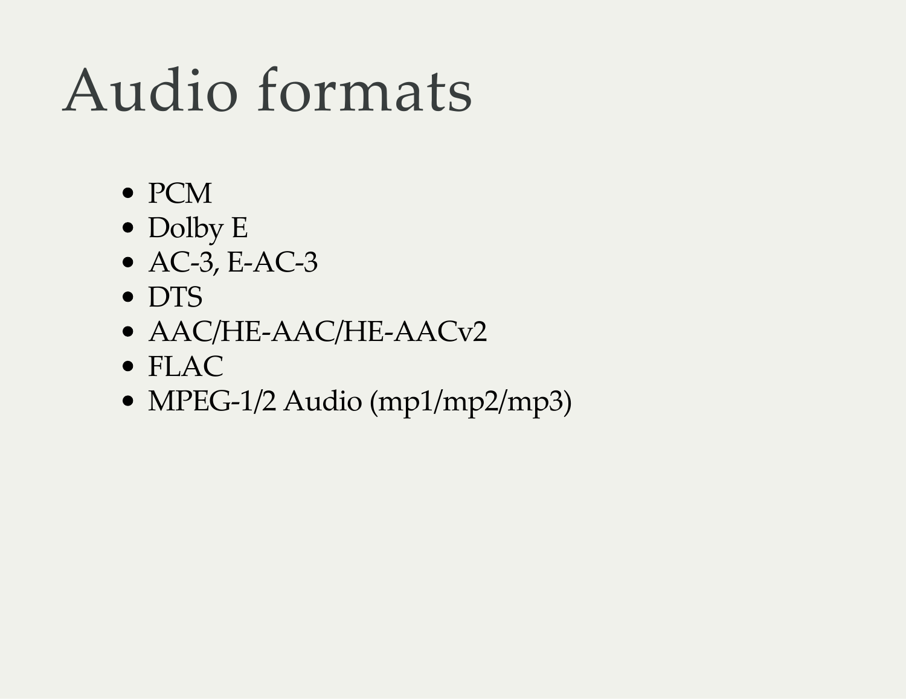# Audio formats

- PCM
- Dolby E
- AC-3, E-AC-3
- DTS
- AAC/HE-AAC/HE-AACv2
- FLAC
- MPEG-1/2 Audio (mp1/mp2/mp3)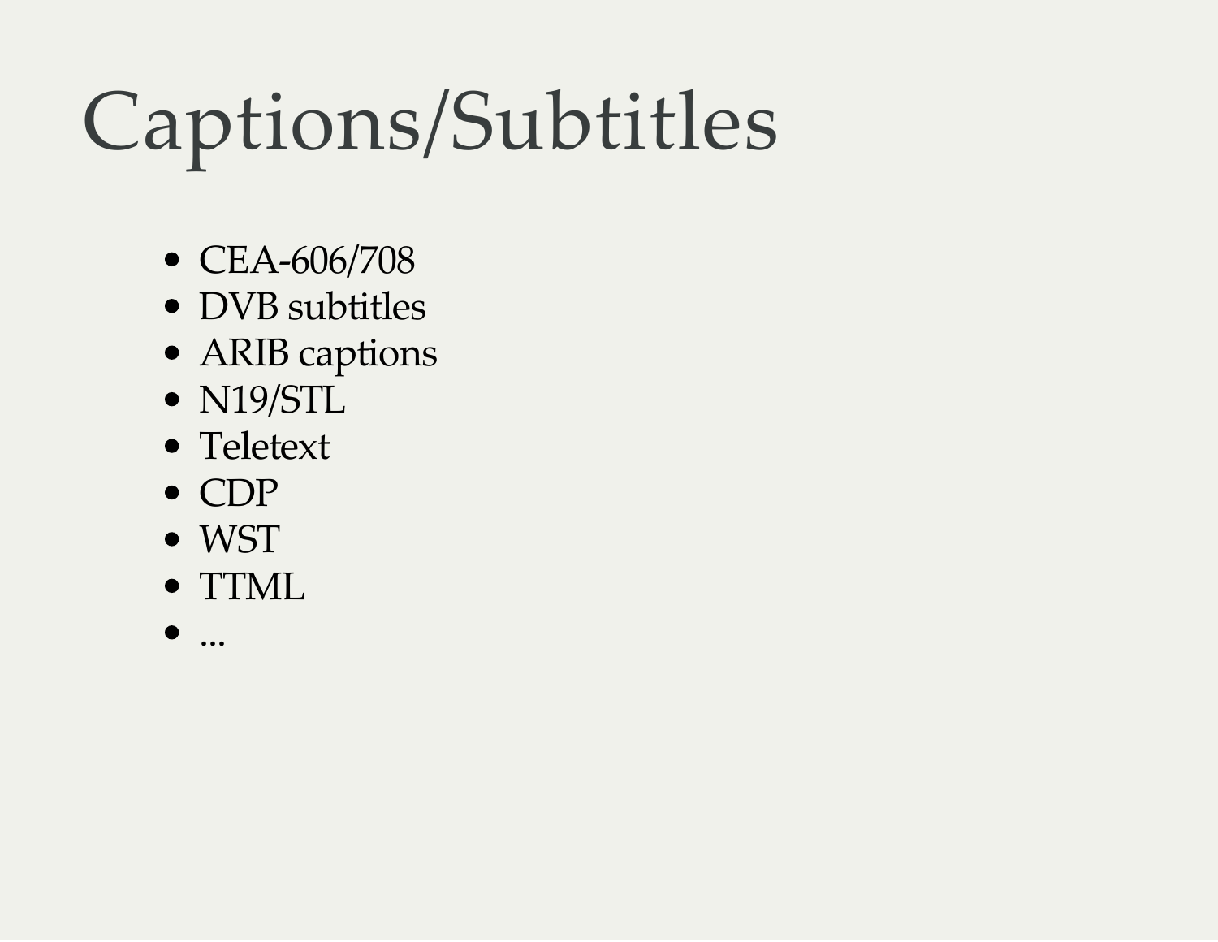# Captions/Subtitles

- CEA-606/708
- DVB subtitles
- ARIB captions
- N19/STL
- Teletext
- CDP
- WST
- TTML
- ...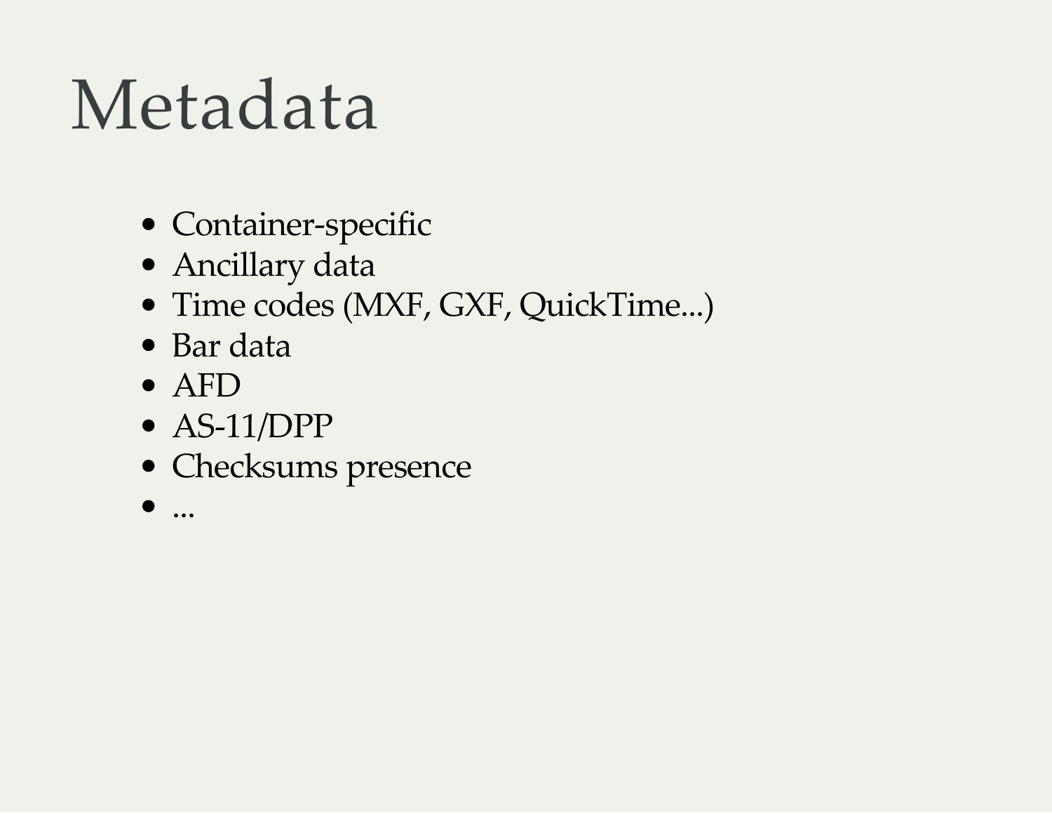# Metadata

- Container-specific
- Ancillary data
- Time codes (MXF, GXF, QuickTime...)
- Bar data
- AFD
- AS-11/DPP
- Checksums presence
- ...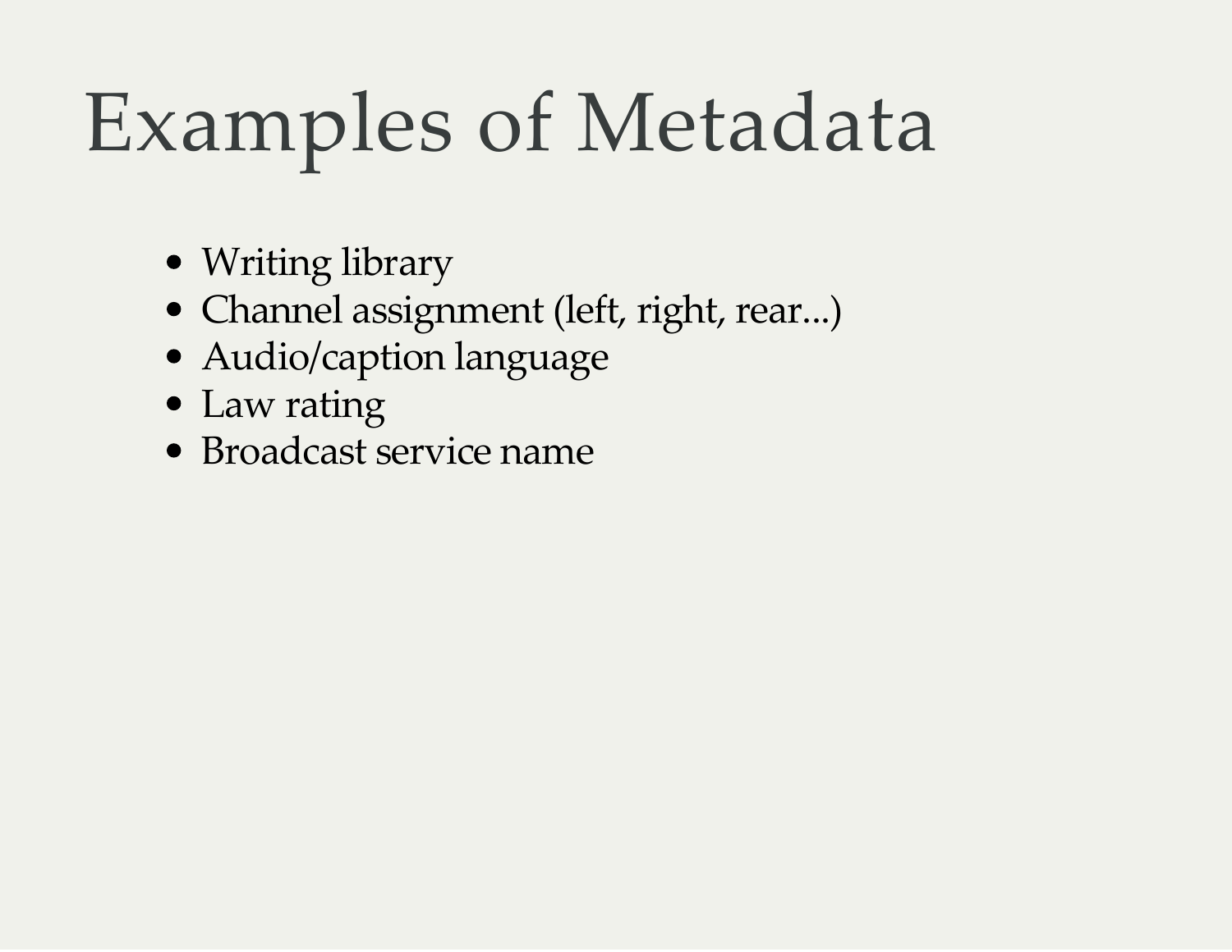# Examples of Metadata

- Writing library
- Channel assignment (left, right, rear...)
- Audio/caption language
- Law rating
- Broadcast service name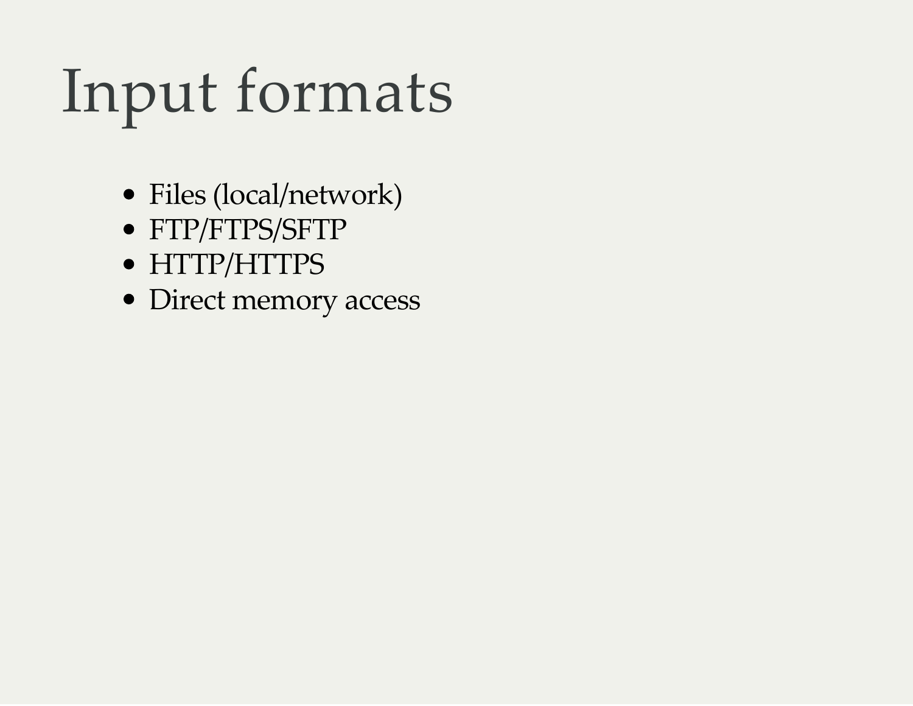# Input formats

- Files (local/network)
- FTP/FTPS/SFTP
- HTTP/HTTPS
- Direct memory access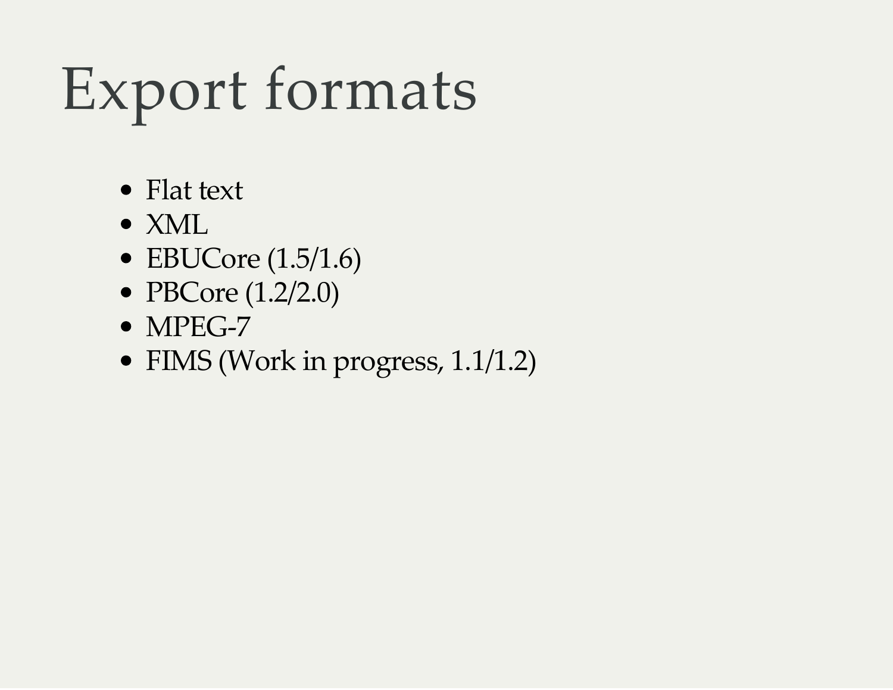# Export formats

- Flat text
- XML
- EBUCore (1.5/1.6)
- PBCore (1.2/2.0)
- MPEG-7
- FIMS (Work in progress, 1.1/1.2)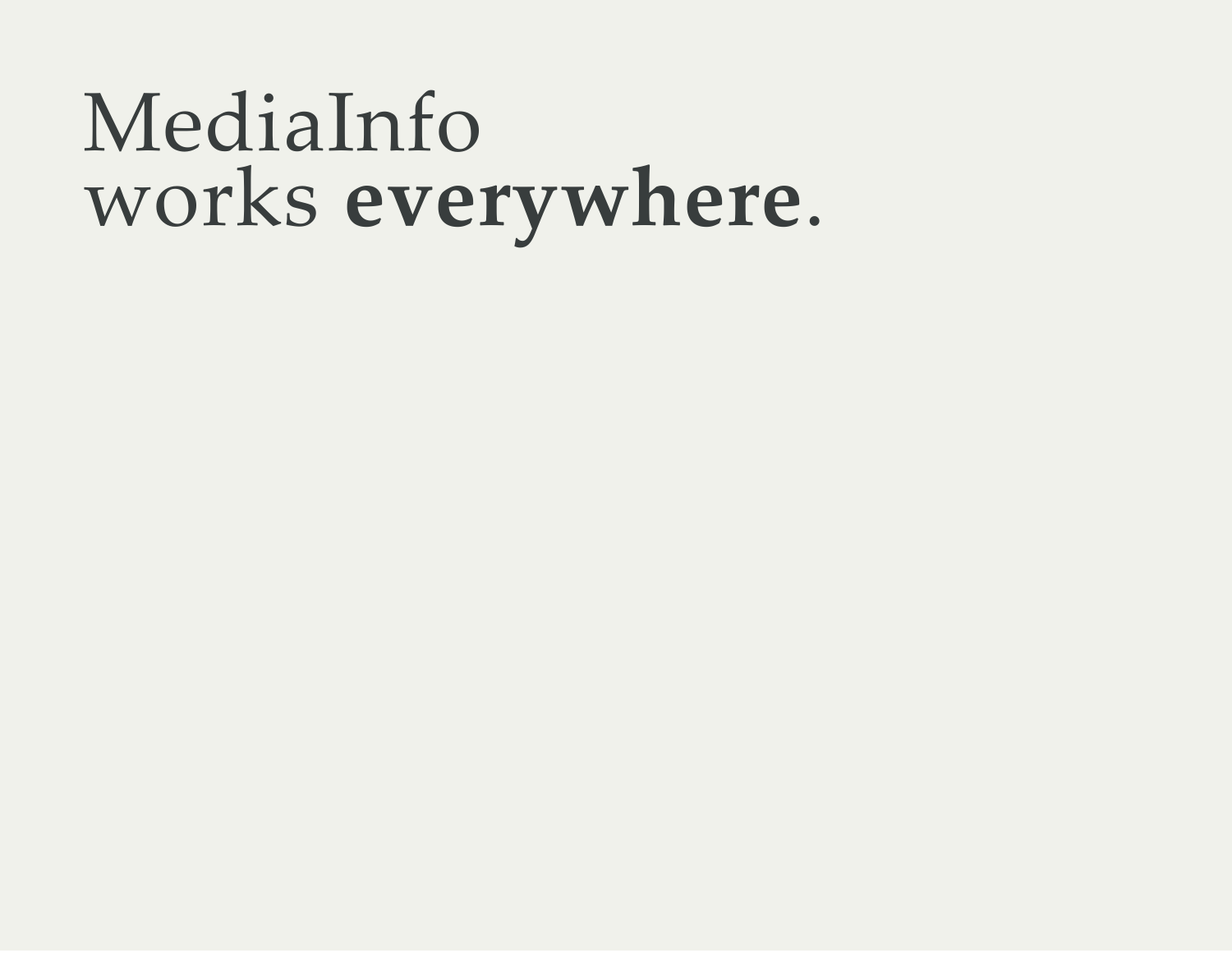MediaInfo
works **everywhere**.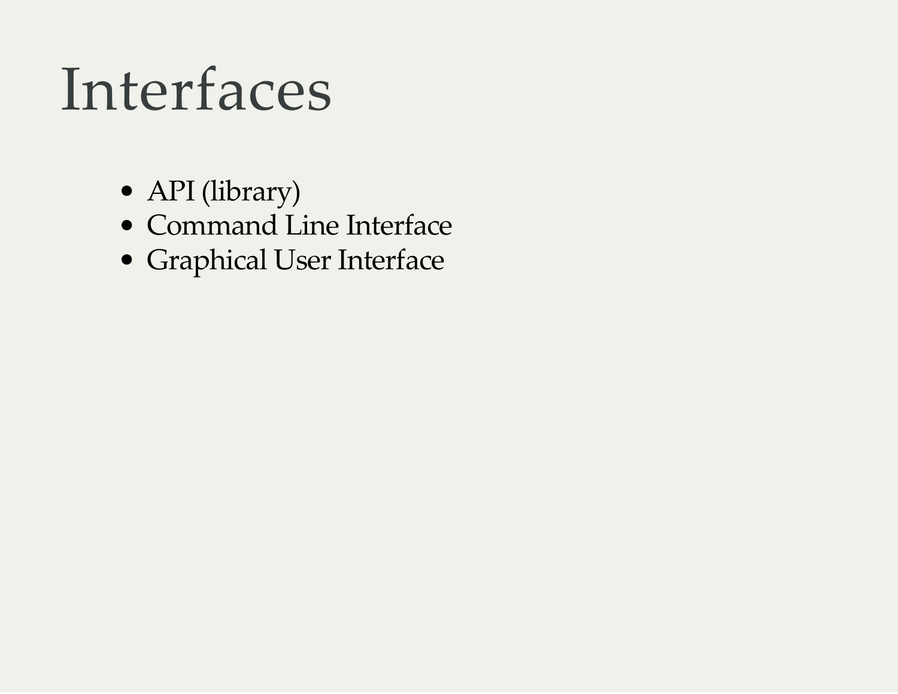# Interfaces

- API (library)
- Command Line Interface
- Graphical User Interface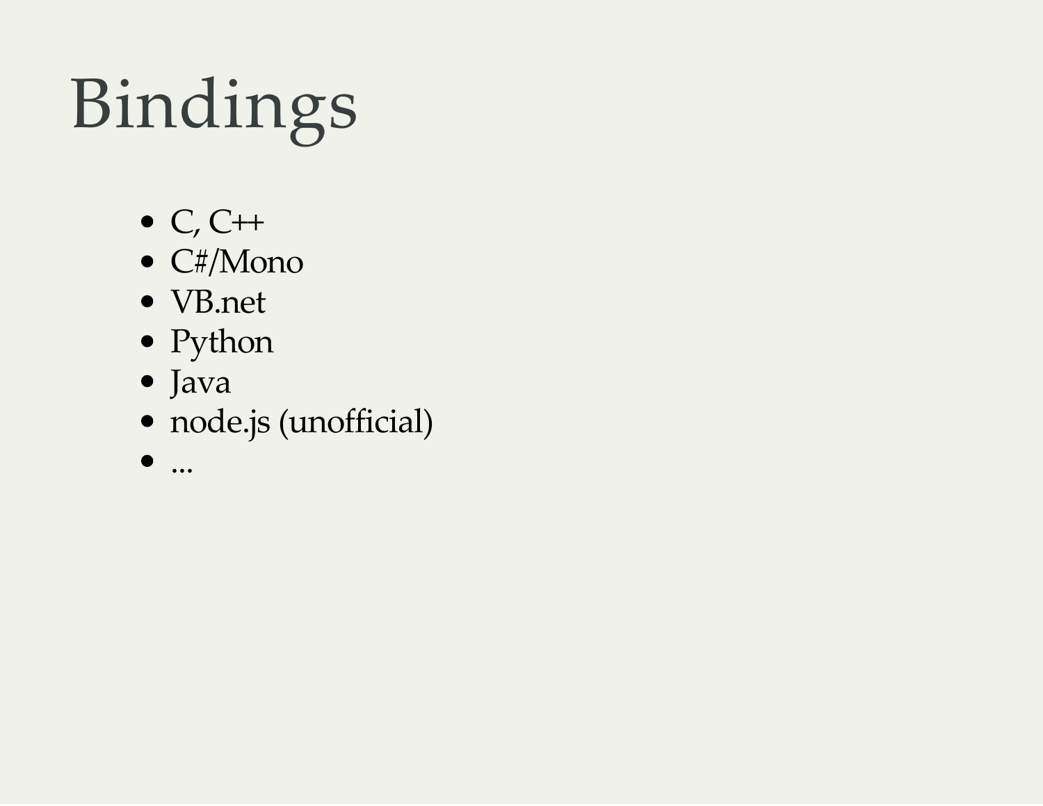# Bindings

- C, C++
- C#/Mono
- VB.net
- Python
- Java
- node.js (unofficial)
- ...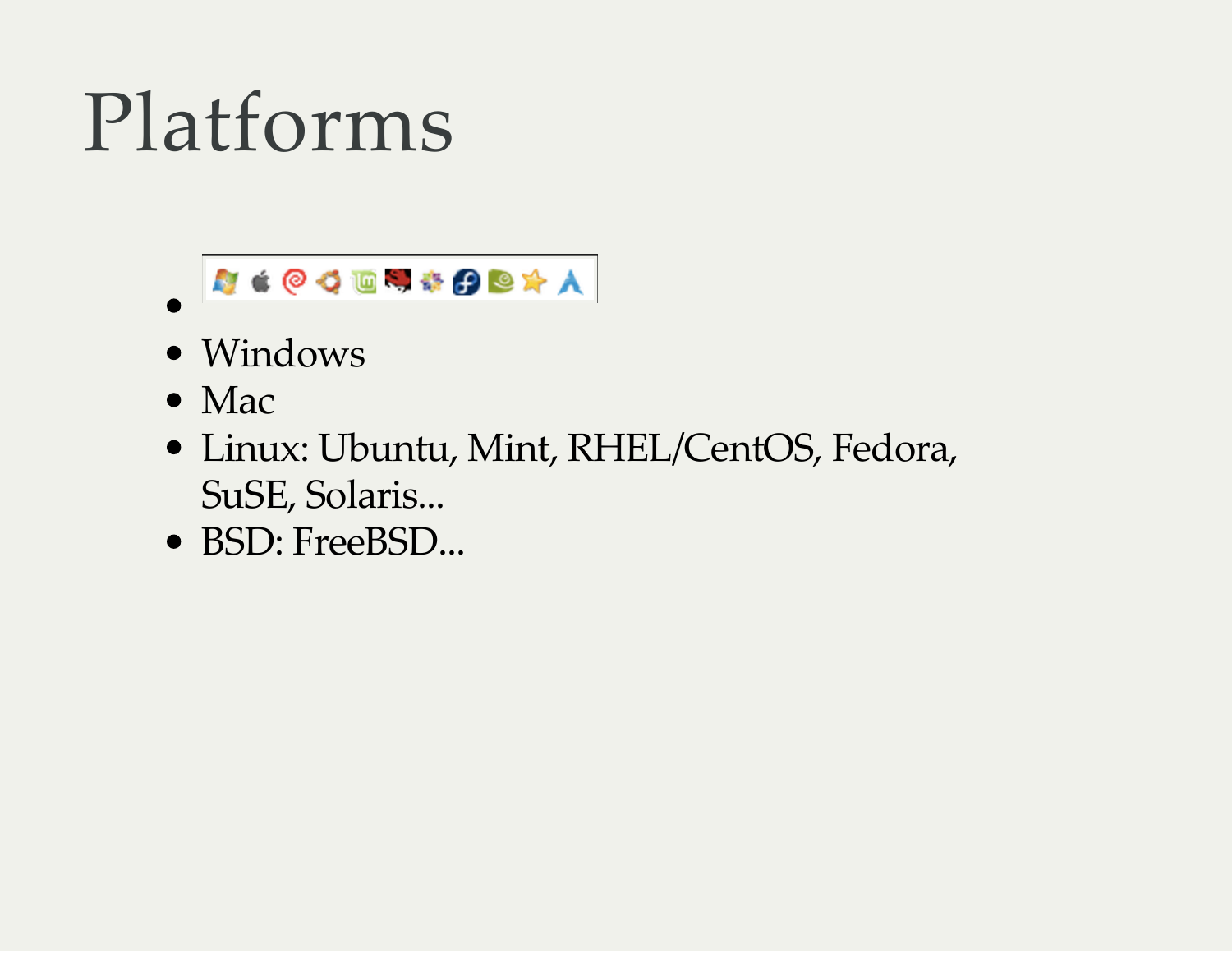# Platforms

- 
- Windows
- Mac
- Linux: Ubuntu, Mint, RHEL/CentOS, Fedora, SuSE, Solaris...
- BSD: FreeBSD...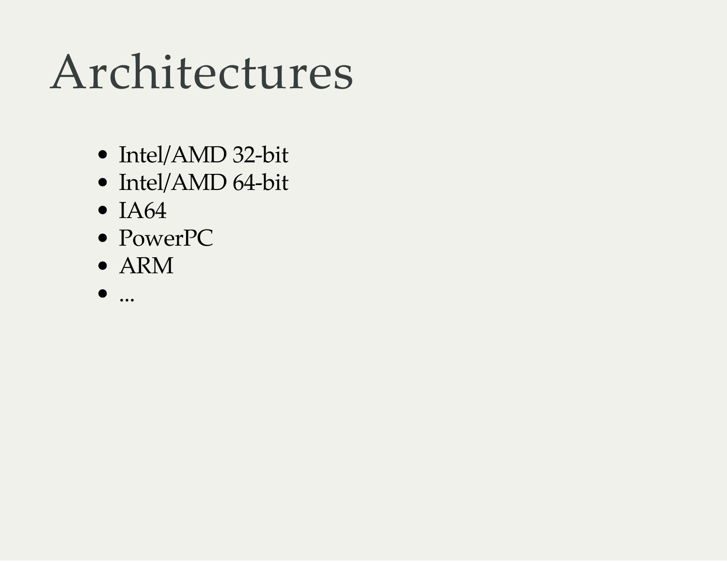# Architectures

- Intel/AMD 32-bit
- Intel/AMD 64-bit
- IA64
- PowerPC
- ARM
- ...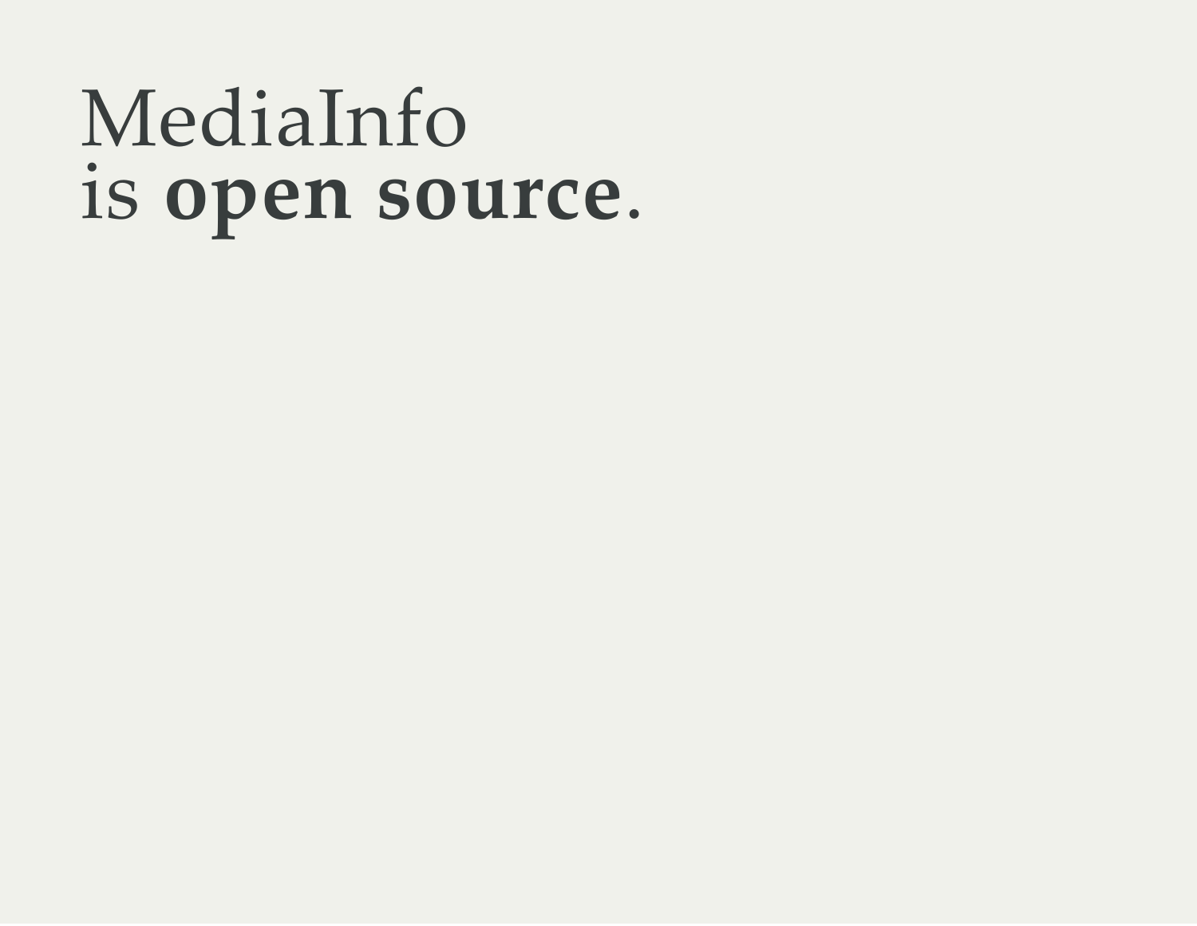# MediaInfo
# is **open source**.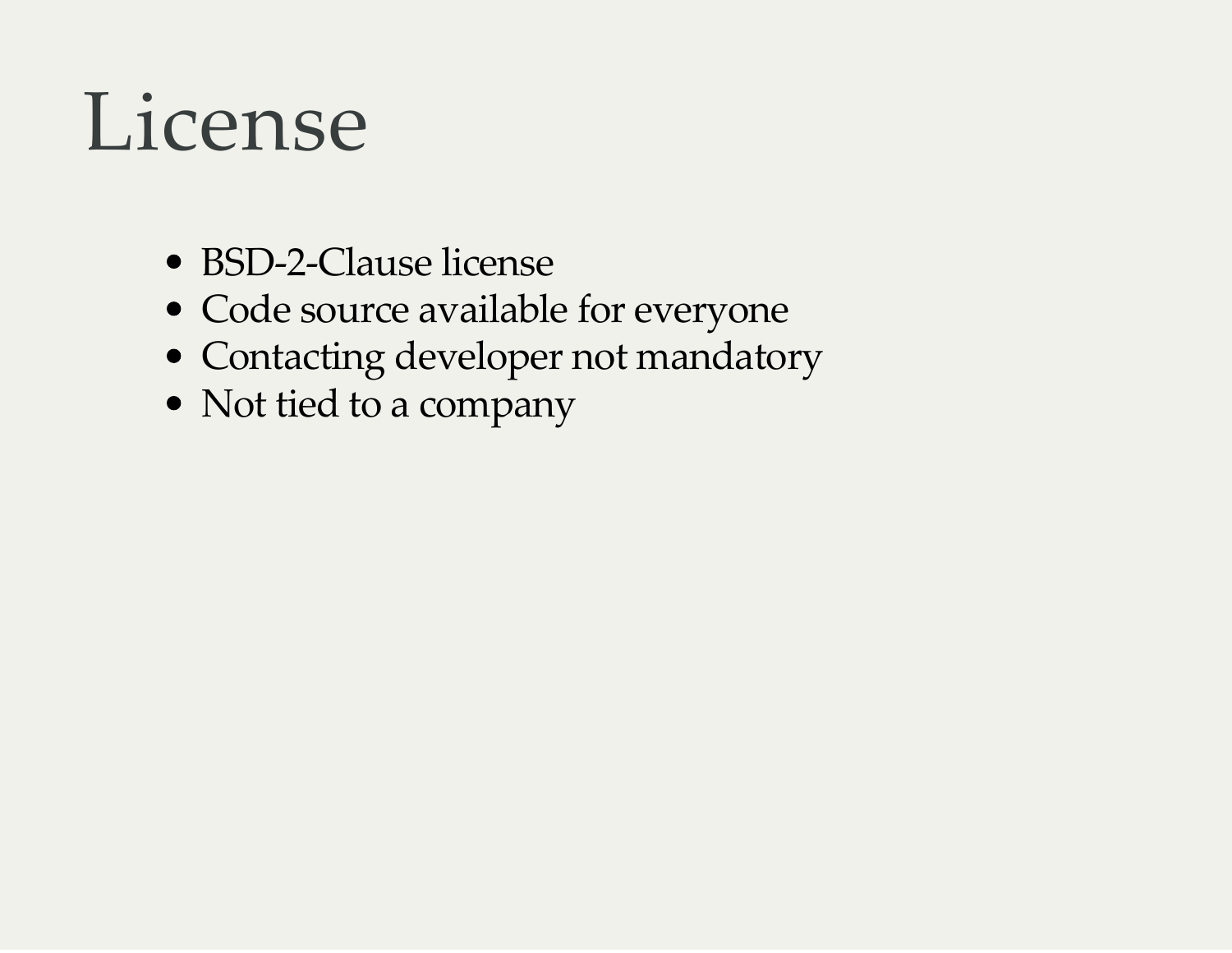# License

- BSD-2-Clause license
- Code source available for everyone
- Contacting developer not mandatory
- Not tied to a company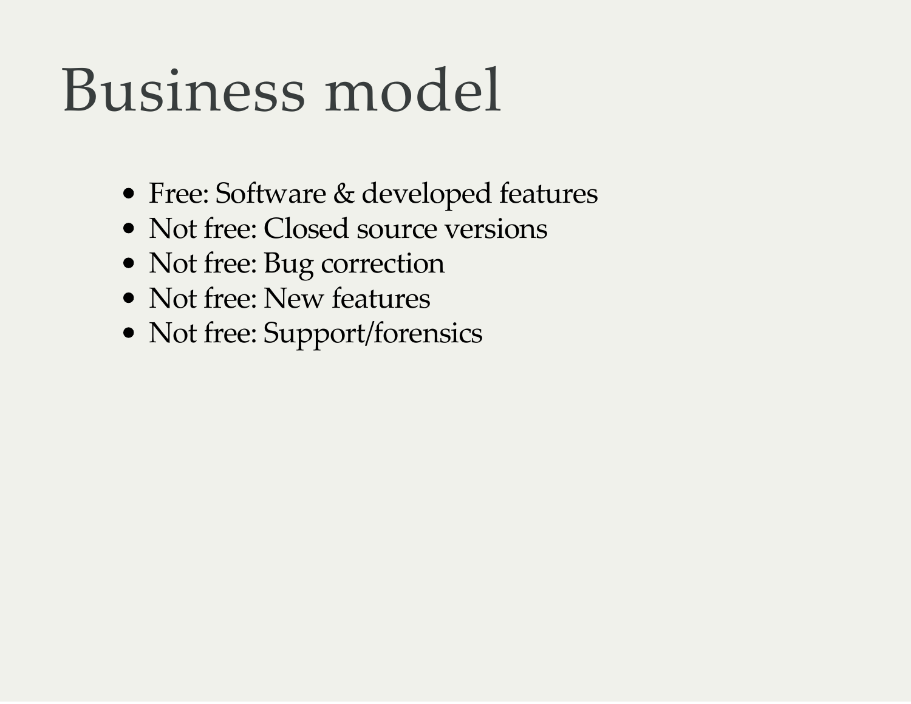# Business model

- Free: Software & developed features
- Not free: Closed source versions
- Not free: Bug correction
- Not free: New features
- Not free: Support/forensics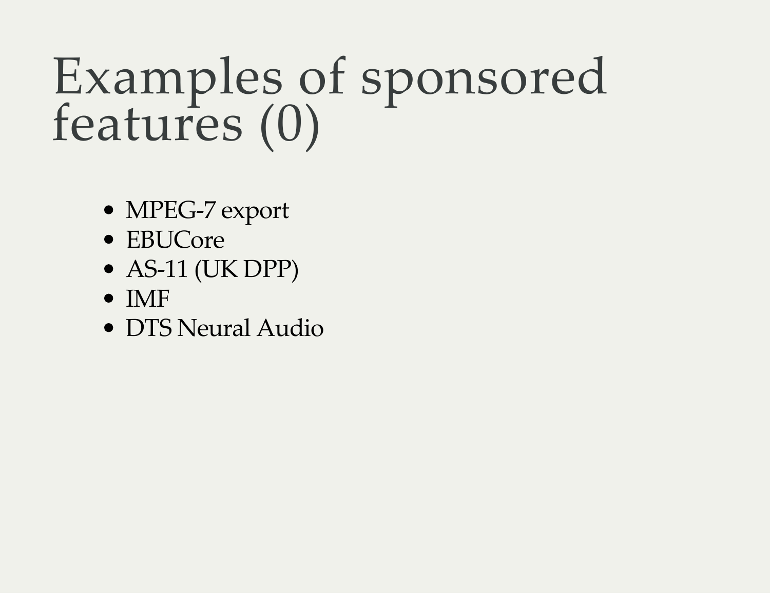# Examples of sponsored features (0)

- MPEG-7 export
- EBUCore
- AS-11 (UK DPP)
- IMF
- DTS Neural Audio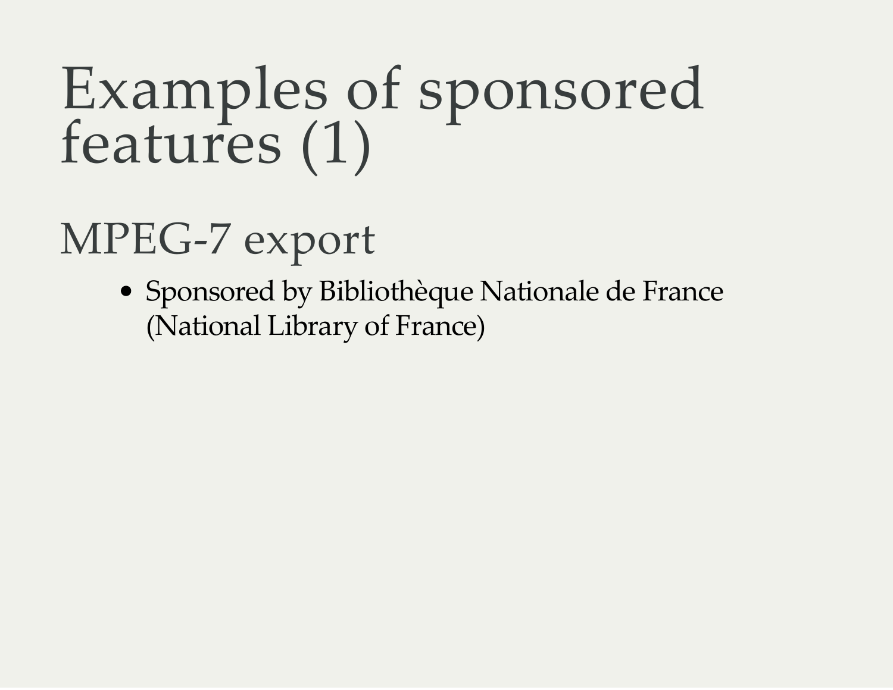# Examples of sponsored features (1)

## MPEG-7 export

- Sponsored by Bibliothèque Nationale de France (National Library of France)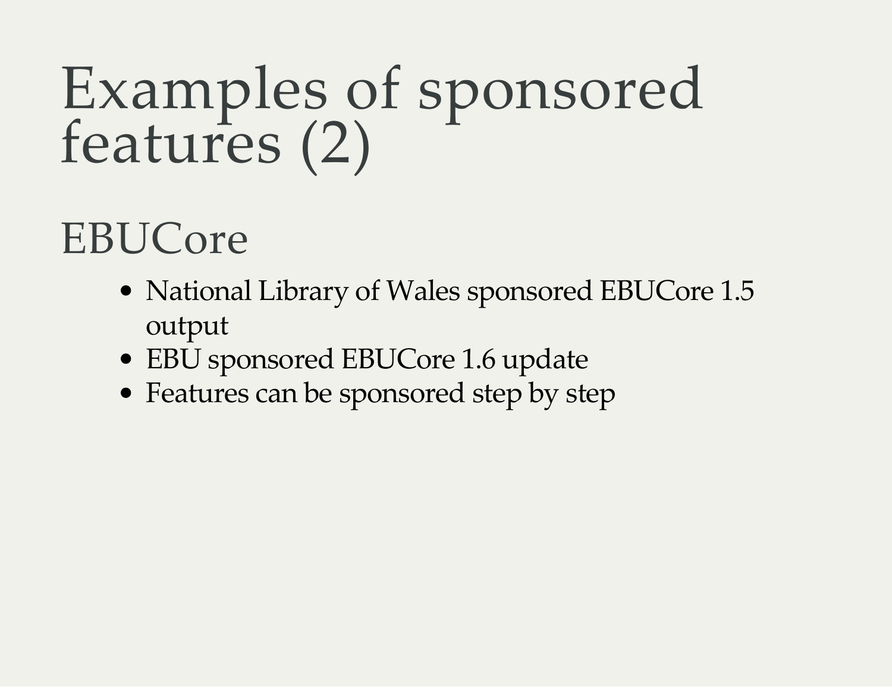# Examples of sponsored features (2)

## EBUCore

- National Library of Wales sponsored EBUCore 1.5 output
- EBU sponsored EBUCore 1.6 update
- Features can be sponsored step by step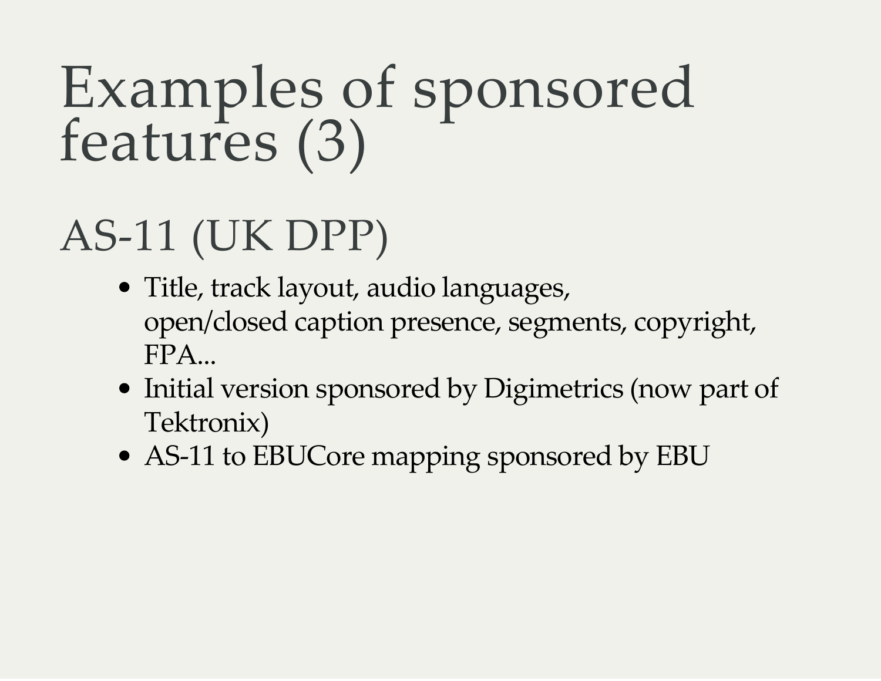# Examples of sponsored features (3)

## AS-11 (UK DPP)

- Title, track layout, audio languages, open/closed caption presence, segments, copyright, FPA...
- Initial version sponsored by Digimetrics (now part of Tektronix)
- AS-11 to EBUCore mapping sponsored by EBU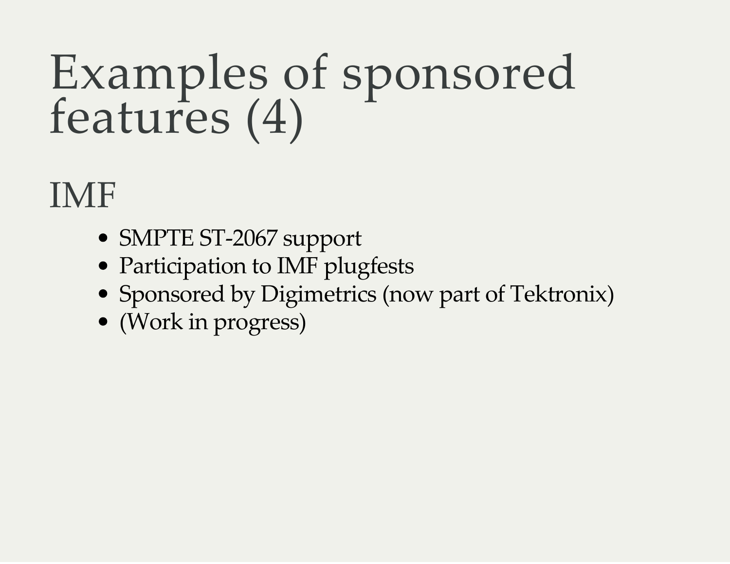# Examples of sponsored features (4)

## IMF

- SMPTE ST-2067 support
- Participation to IMF plugfests
- Sponsored by Digimetrics (now part of Tektronix)
- (Work in progress)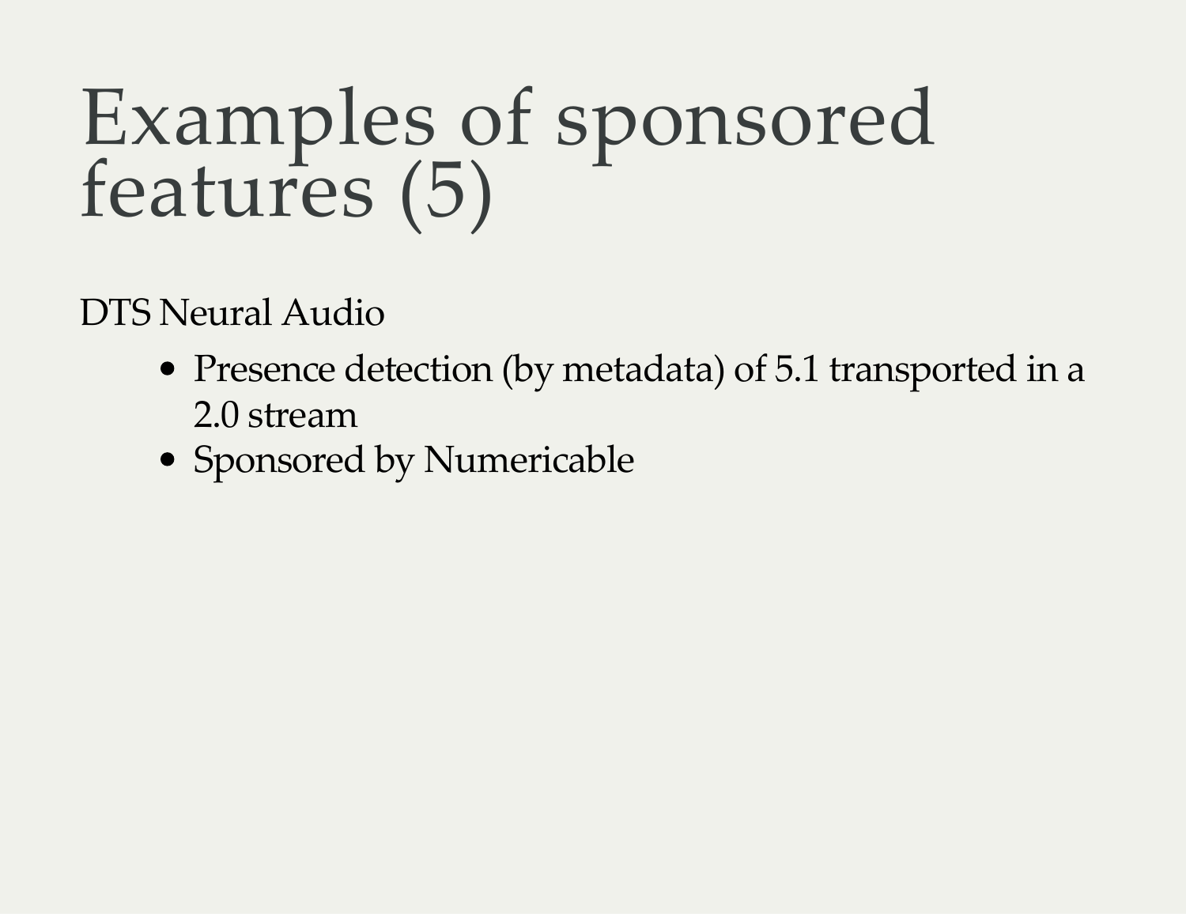# Examples of sponsored features (5)

DTS Neural Audio

- Presence detection (by metadata) of 5.1 transported in a 2.0 stream
- Sponsored by Numericable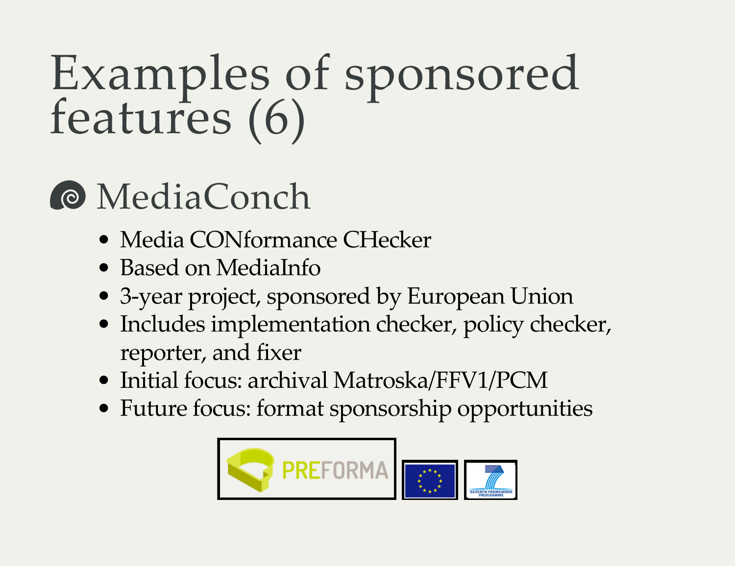# Examples of sponsored features (6)

## MediaConch

- Media CONformance CHecker
- Based on MediaInfo
- 3-year project, sponsored by European Union
- Includes implementation checker, policy checker, reporter, and fixer
- Initial focus: archival Matroska/FFV1/PCM
- Future focus: format sponsorship opportunities

PREFORMA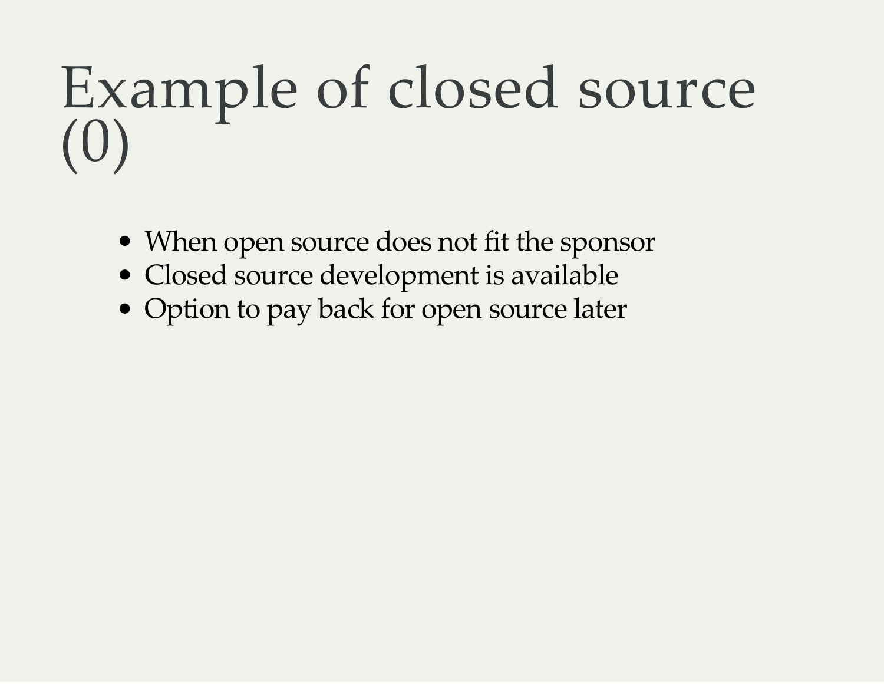# Example of closed source (0)

- When open source does not fit the sponsor
- Closed source development is available
- Option to pay back for open source later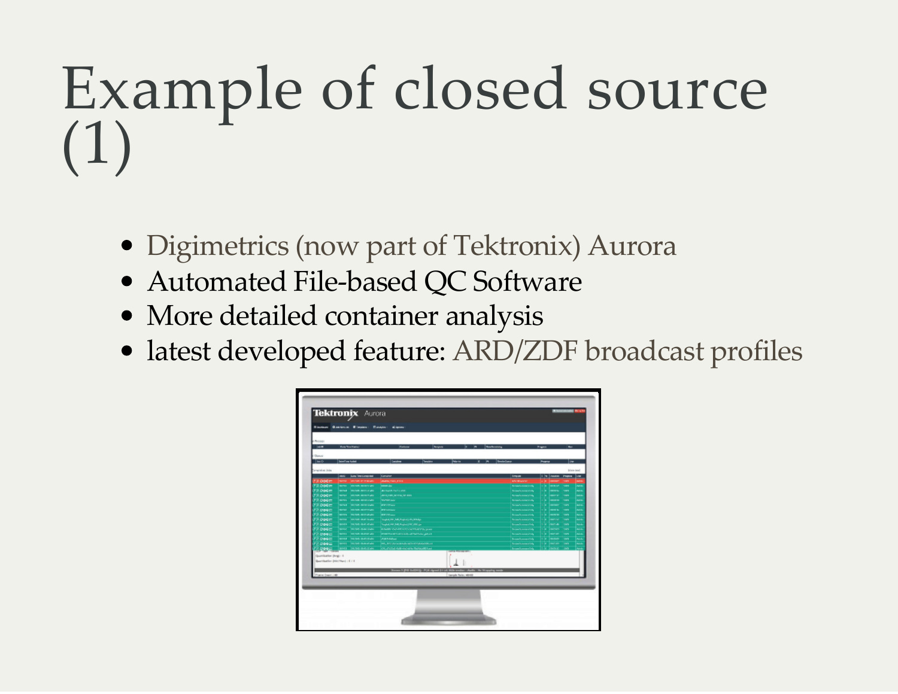# Example of closed source (1)

- Digimetrics (now part of Tektronix) Aurora
- Automated File-based QC Software
- More detailed container analysis
- latest developed feature: ARD/ZDF broadcast profiles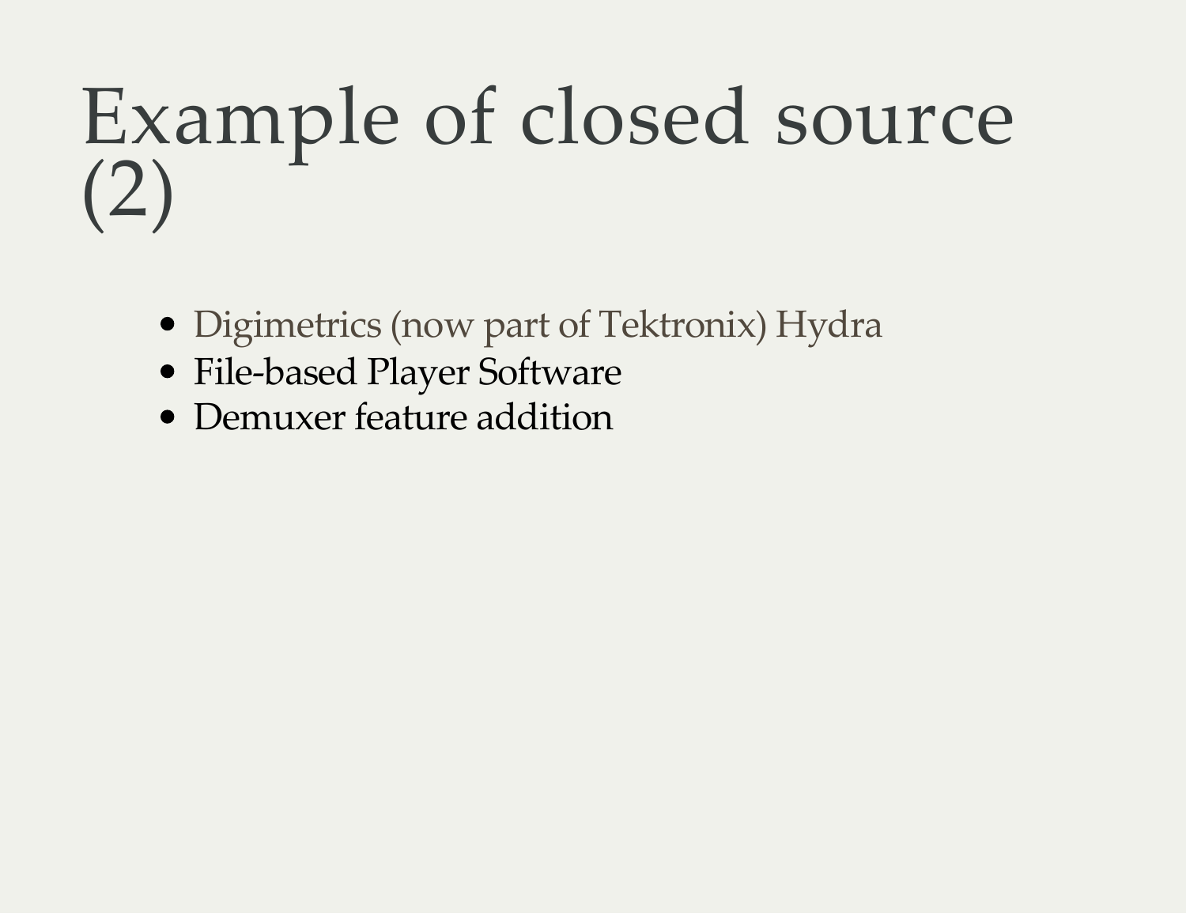# Example of closed source (2)

- Digimetrics (now part of Tektronix) Hydra
- File-based Player Software
- Demuxer feature addition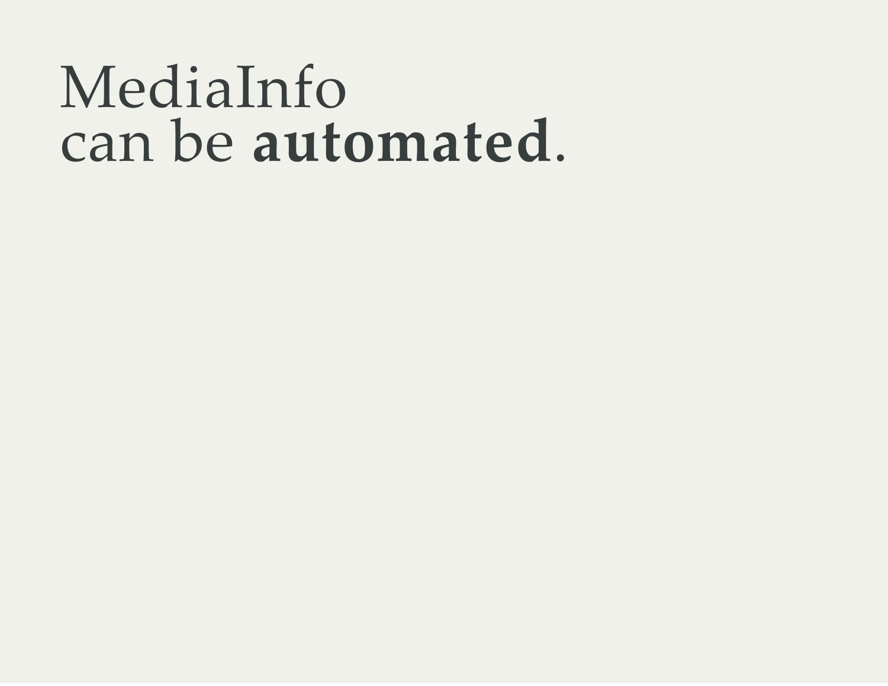# MediaInfo
# can be **automated**.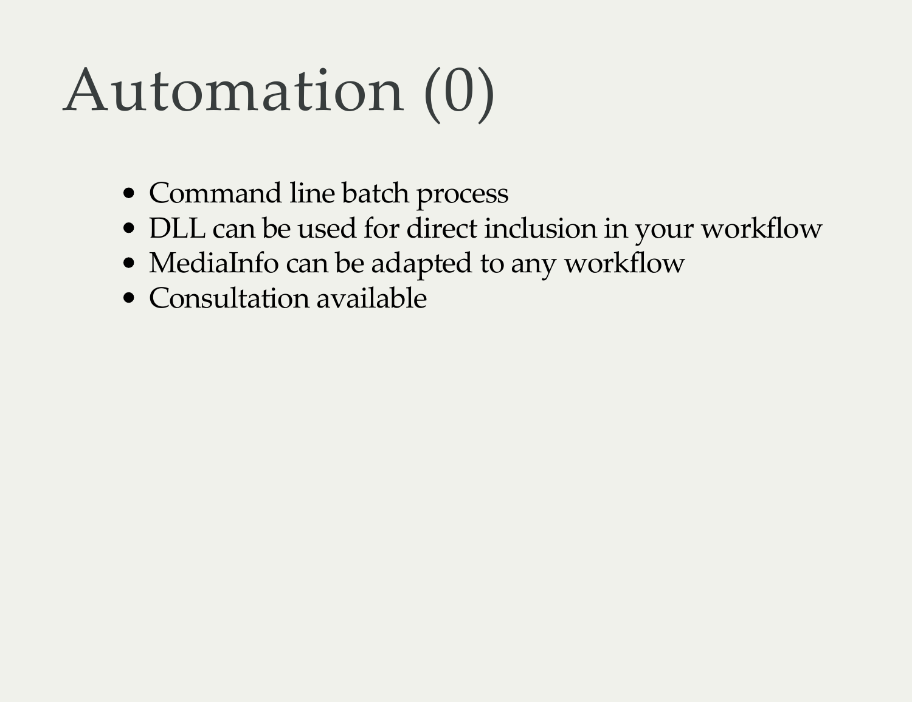# Automation (0)

- Command line batch process
- DLL can be used for direct inclusion in your workflow
- MediaInfo can be adapted to any workflow
- Consultation available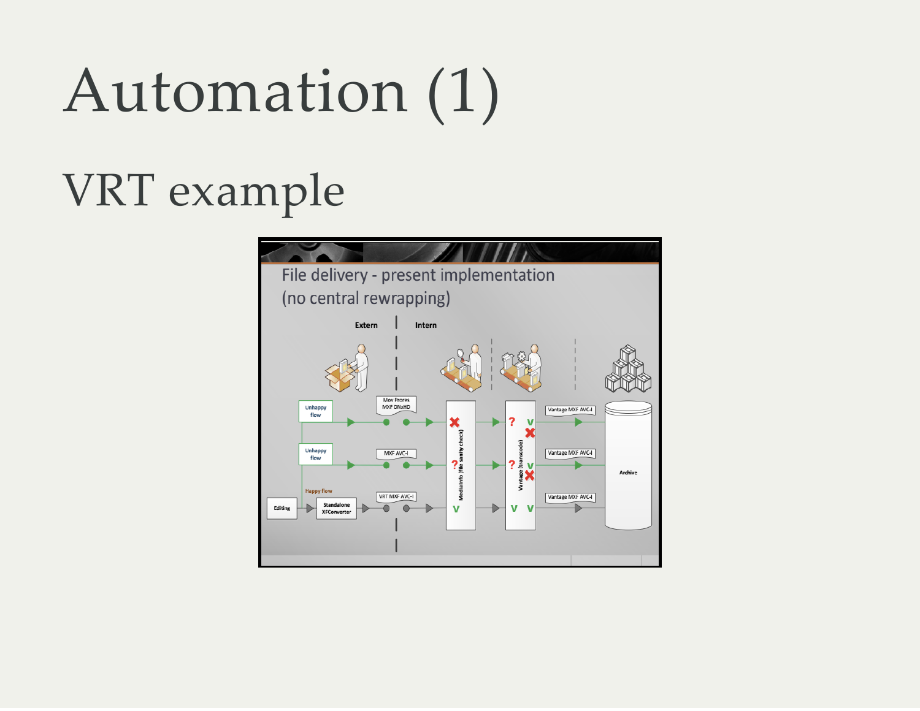# Automation (1)

## VRT example

File delivery - present implementation
(no central rewrapping)

Extern

Intern

Unhappy flow

Unhappy flow

Happy flow

Editing

Standalone XFConverter

Mov Prores MXF DNxHD

MXF AVC-I

VRT MXF AVC-I

MediaInfo (file sanity check)

Vantage (transcode)

Vantage MXF AVC-I

Vantage MXF AVC-I

Vantage MXF AVC-I

Archive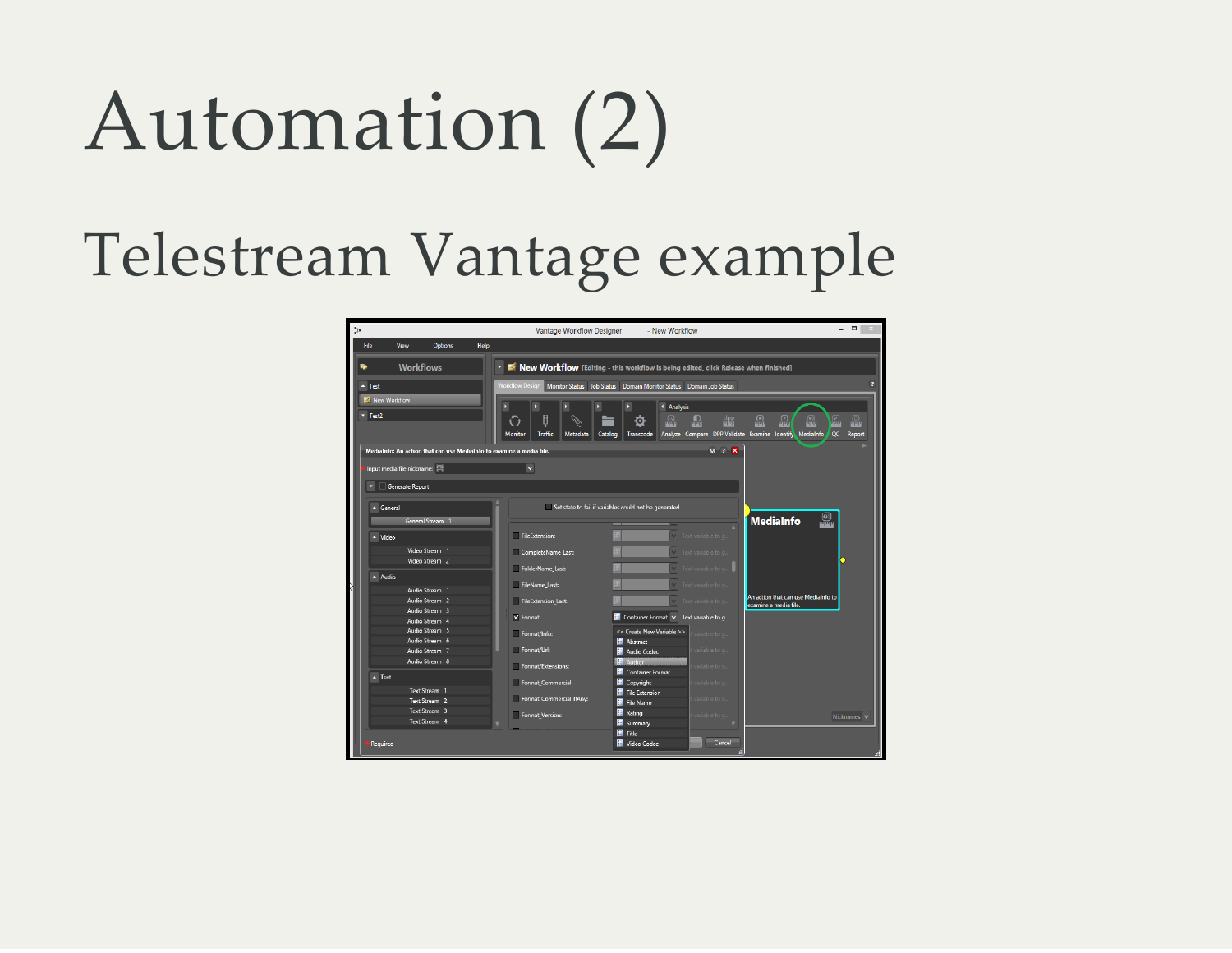# Automation (2)

## Telestream Vantage example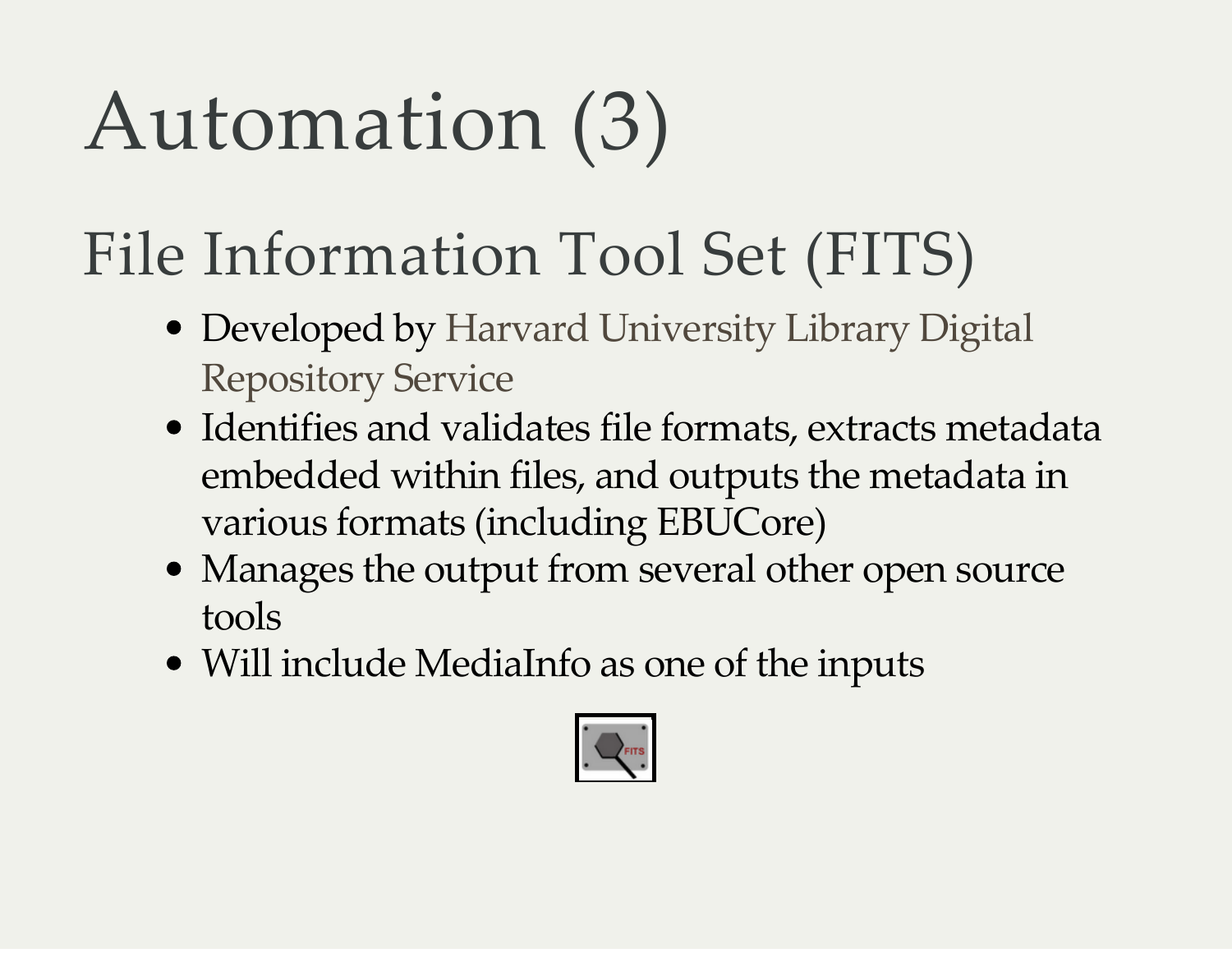# Automation (3)

## File Information Tool Set (FITS)

- Developed by Harvard University Library Digital Repository Service
- Identifies and validates file formats, extracts metadata embedded within files, and outputs the metadata in various formats (including EBUCore)
- Manages the output from several other open source tools
- Will include MediaInfo as one of the inputs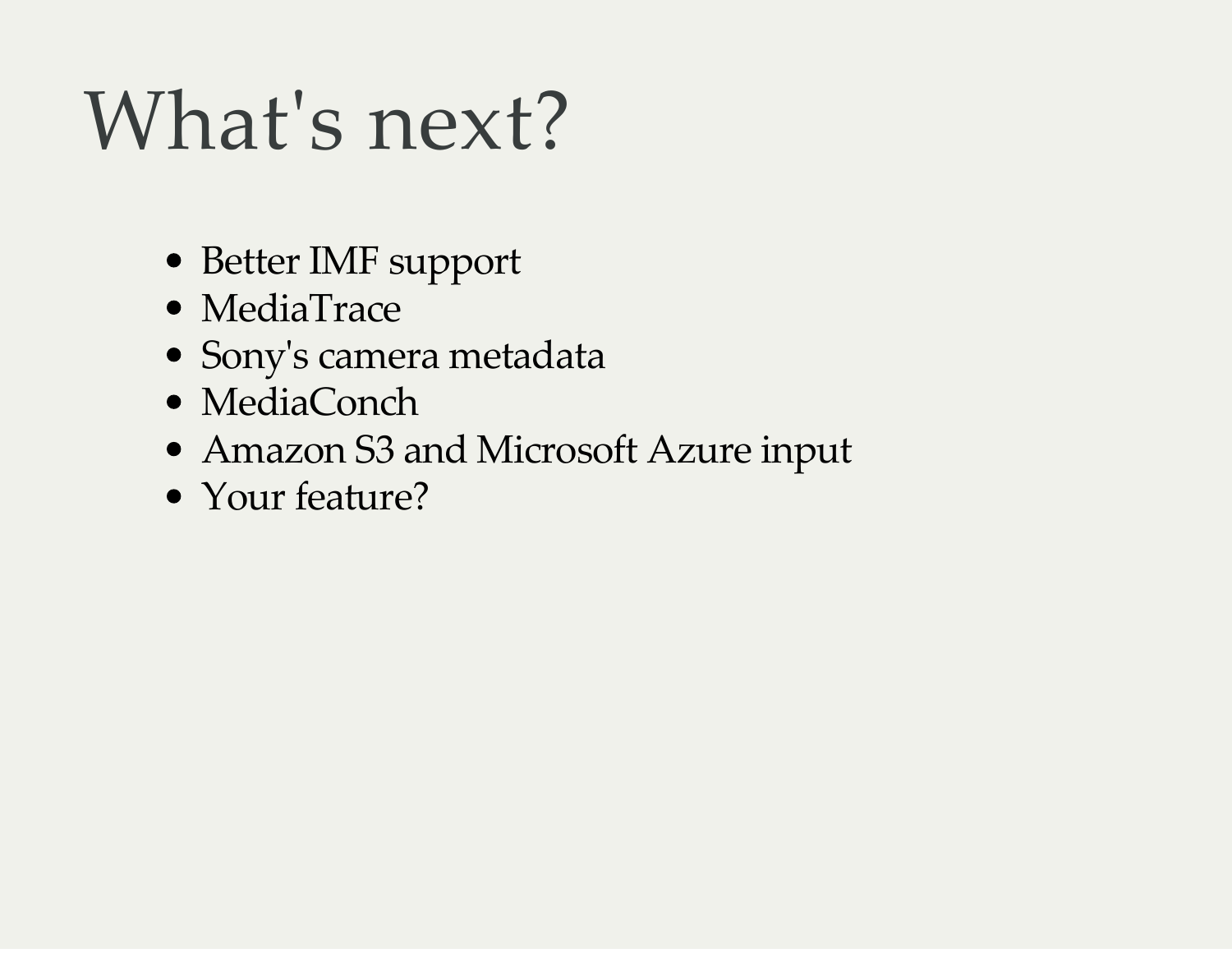# What's next?

- Better IMF support
- MediaTrace
- Sony's camera metadata
- MediaConch
- Amazon S3 and Microsoft Azure input
- Your feature?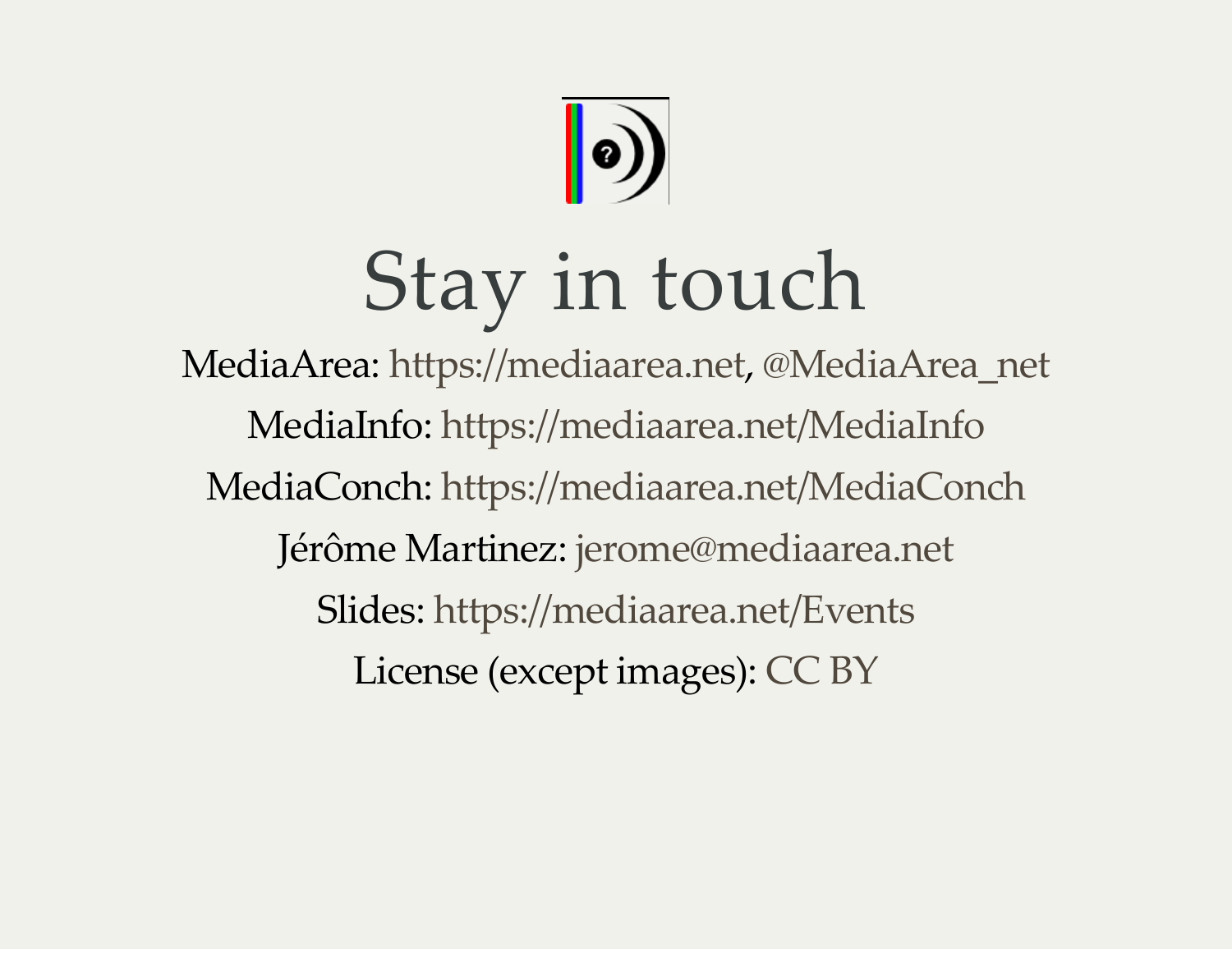# Stay in touch

MediaArea: https://mediaarea.net, @MediaArea_net

MediaInfo: https://mediaarea.net/MediaInfo

MediaConch: https://mediaarea.net/MediaConch

Jérôme Martinez: jerome@mediaarea.net

Slides: https://mediaarea.net/Events

License (except images): CC BY